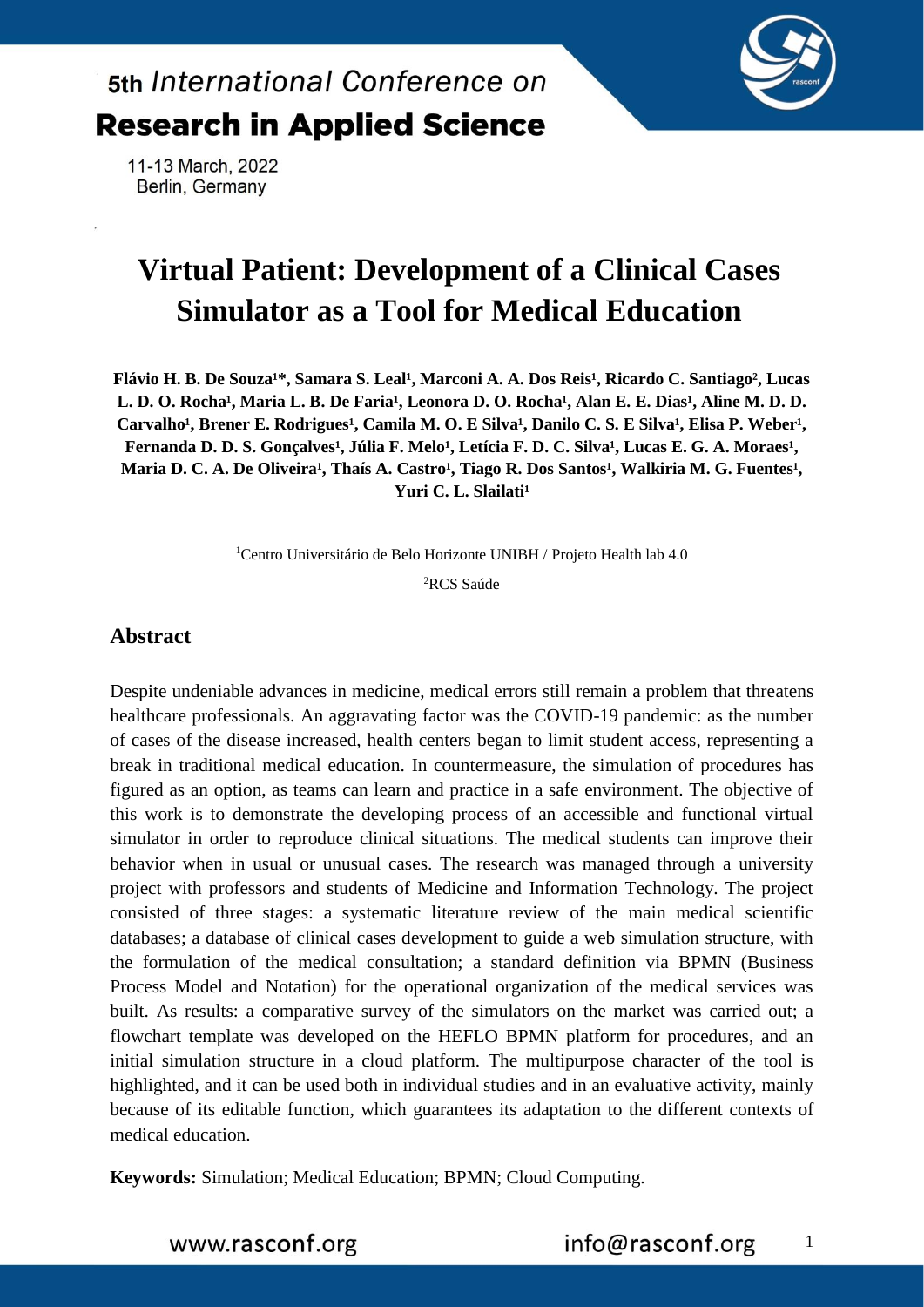# Virtual Patient: Development of a Clinical Cases Simulator as a Tool for Medical Education

**Flávio H. B. De Souza[1]*, Samara S. Leal[1], Marconi A. A. Dos Reis[1], Ricardo C. Santiago[2], Lucas L. D. O. Rocha[1], Maria L. B. De Faria[1], Leonora D. O. Rocha[1], Alan E. E. Dias[1], Aline M. D. D. Carvalho[1], Brener E. Rodrigues[1], Camila M. O. E Silva[1], Danilo C. S. E Silva[1], Elisa P. Weber[1], Fernanda D. D. S. Gonçalves[1], Júlia F. Melo[1], Letícia F. D. C. Silva[1], Lucas E. G. A. Moraes[1], Maria D. C. A. De Oliveira[1], Thaís A. Castro[1], Tiago R. Dos Santos[1], Walkiria M. G. Fuentes[1], Yuri C. L. Slailati[1]**

[1]Centro Universitário de Belo Horizonte UNIBH / Projeto Health lab 4.0

[2]RCS Saúde

## Abstract

Despite undeniable advances in medicine, medical errors still remain a problem that threatens healthcare professionals. An aggravating factor was the COVID-19 pandemic: as the number of cases of the disease increased, health centers began to limit student access, representing a break in traditional medical education. In countermeasure, the simulation of procedures has figured as an option, as teams can learn and practice in a safe environment. The objective of this work is to demonstrate the developing process of an accessible and functional virtual simulator in order to reproduce clinical situations. The medical students can improve their behavior when in usual or unusual cases. The research was managed through a university project with professors and students of Medicine and Information Technology. The project consisted of three stages: a systematic literature review of the main medical scientific databases; a database of clinical cases development to guide a web simulation structure, with the formulation of the medical consultation; a standard definition via BPMN (Business Process Model and Notation) for the operational organization of the medical services was built. As results: a comparative survey of the simulators on the market was carried out; a flowchart template was developed on the HEFLO BPMN platform for procedures, and an initial simulation structure in a cloud platform. The multipurpose character of the tool is highlighted, and it can be used both in individual studies and in an evaluative activity, mainly because of its editable function, which guarantees its adaptation to the different contexts of medical education.

**Keywords:** Simulation; Medical Education; BPMN; Cloud Computing.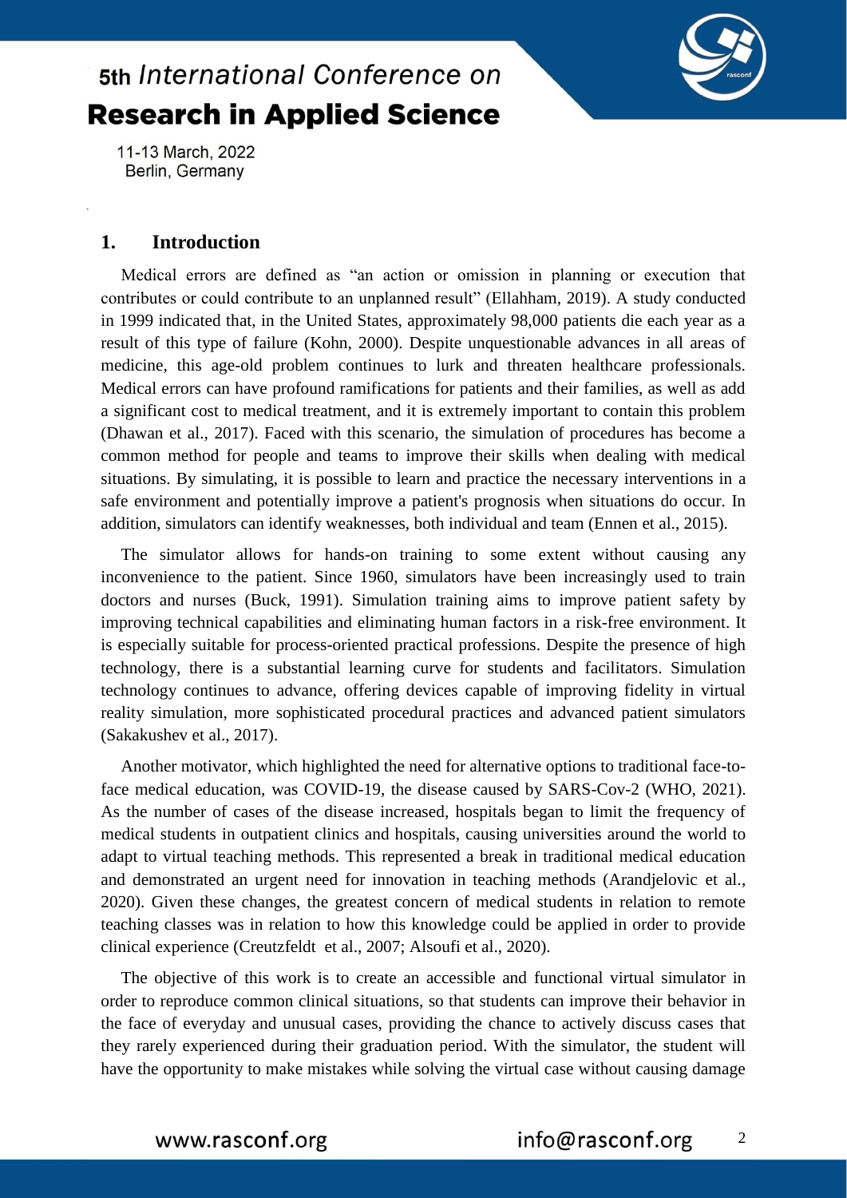## 1. Introduction

Medical errors are defined as "an action or omission in planning or execution that contributes or could contribute to an unplanned result" (Ellahham, 2019). A study conducted in 1999 indicated that, in the United States, approximately 98,000 patients die each year as a result of this type of failure (Kohn, 2000). Despite unquestionable advances in all areas of medicine, this age-old problem continues to lurk and threaten healthcare professionals. Medical errors can have profound ramifications for patients and their families, as well as add a significant cost to medical treatment, and it is extremely important to contain this problem (Dhawan et al., 2017). Faced with this scenario, the simulation of procedures has become a common method for people and teams to improve their skills when dealing with medical situations. By simulating, it is possible to learn and practice the necessary interventions in a safe environment and potentially improve a patient's prognosis when situations do occur. In addition, simulators can identify weaknesses, both individual and team (Ennen et al., 2015).

The simulator allows for hands-on training to some extent without causing any inconvenience to the patient. Since 1960, simulators have been increasingly used to train doctors and nurses (Buck, 1991). Simulation training aims to improve patient safety by improving technical capabilities and eliminating human factors in a risk-free environment. It is especially suitable for process-oriented practical professions. Despite the presence of high technology, there is a substantial learning curve for students and facilitators. Simulation technology continues to advance, offering devices capable of improving fidelity in virtual reality simulation, more sophisticated procedural practices and advanced patient simulators (Sakakushev et al., 2017).

Another motivator, which highlighted the need for alternative options to traditional face-to-face medical education, was COVID-19, the disease caused by SARS-Cov-2 (WHO, 2021). As the number of cases of the disease increased, hospitals began to limit the frequency of medical students in outpatient clinics and hospitals, causing universities around the world to adapt to virtual teaching methods. This represented a break in traditional medical education and demonstrated an urgent need for innovation in teaching methods (Arandjelovic et al., 2020). Given these changes, the greatest concern of medical students in relation to remote teaching classes was in relation to how this knowledge could be applied in order to provide clinical experience (Creutzfeldt et al., 2007; Alsoufi et al., 2020).

The objective of this work is to create an accessible and functional virtual simulator in order to reproduce common clinical situations, so that students can improve their behavior in the face of everyday and unusual cases, providing the chance to actively discuss cases that they rarely experienced during their graduation period. With the simulator, the student will have the opportunity to make mistakes while solving the virtual case without causing damage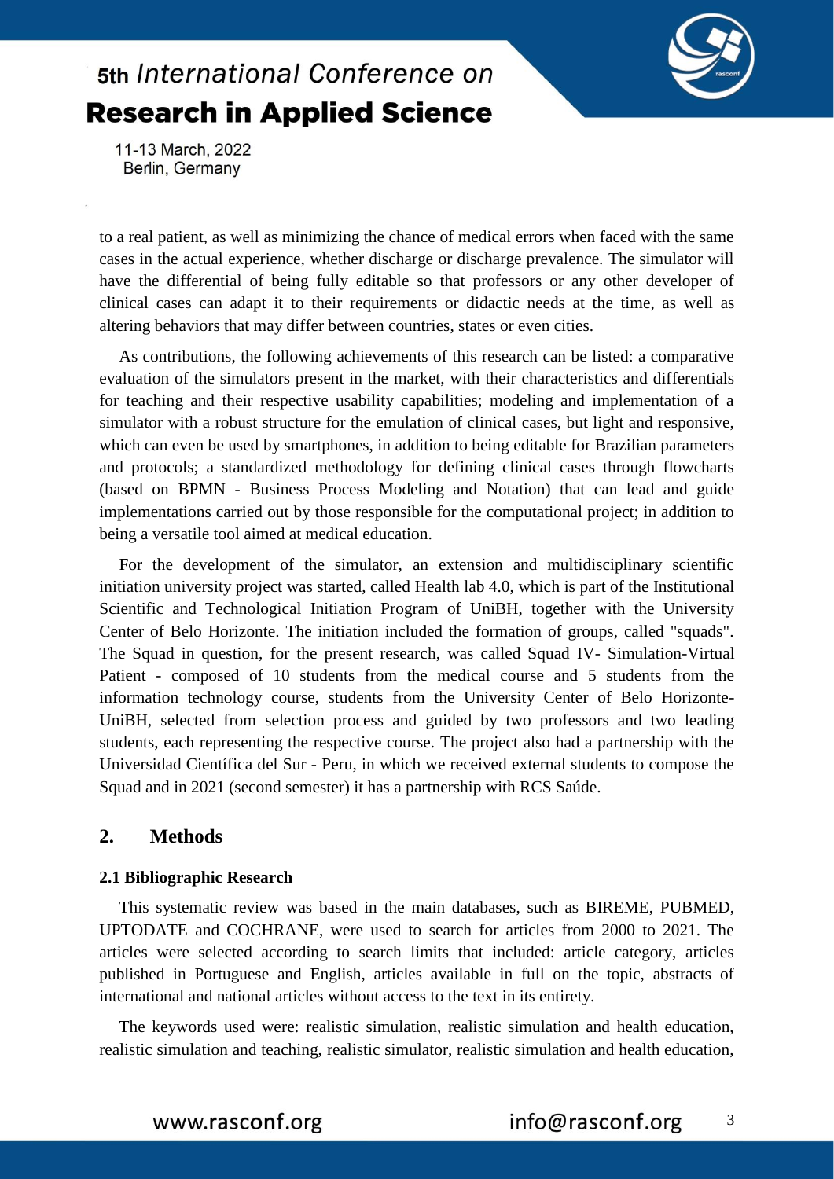to a real patient, as well as minimizing the chance of medical errors when faced with the same cases in the actual experience, whether discharge or discharge prevalence. The simulator will have the differential of being fully editable so that professors or any other developer of clinical cases can adapt it to their requirements or didactic needs at the time, as well as altering behaviors that may differ between countries, states or even cities.

As contributions, the following achievements of this research can be listed: a comparative evaluation of the simulators present in the market, with their characteristics and differentials for teaching and their respective usability capabilities; modeling and implementation of a simulator with a robust structure for the emulation of clinical cases, but light and responsive, which can even be used by smartphones, in addition to being editable for Brazilian parameters and protocols; a standardized methodology for defining clinical cases through flowcharts (based on BPMN - Business Process Modeling and Notation) that can lead and guide implementations carried out by those responsible for the computational project; in addition to being a versatile tool aimed at medical education.

For the development of the simulator, an extension and multidisciplinary scientific initiation university project was started, called Health lab 4.0, which is part of the Institutional Scientific and Technological Initiation Program of UniBH, together with the University Center of Belo Horizonte. The initiation included the formation of groups, called "squads". The Squad in question, for the present research, was called Squad IV- Simulation-Virtual Patient - composed of 10 students from the medical course and 5 students from the information technology course, students from the University Center of Belo Horizonte-UniBH, selected from selection process and guided by two professors and two leading students, each representing the respective course. The project also had a partnership with the Universidad Científica del Sur - Peru, in which we received external students to compose the Squad and in 2021 (second semester) it has a partnership with RCS Saúde.

## 2. Methods

### 2.1 Bibliographic Research

This systematic review was based in the main databases, such as BIREME, PUBMED, UPTODATE and COCHRANE, were used to search for articles from 2000 to 2021. The articles were selected according to search limits that included: article category, articles published in Portuguese and English, articles available in full on the topic, abstracts of international and national articles without access to the text in its entirety.

The keywords used were: realistic simulation, realistic simulation and health education, realistic simulation and teaching, realistic simulator, realistic simulation and health education,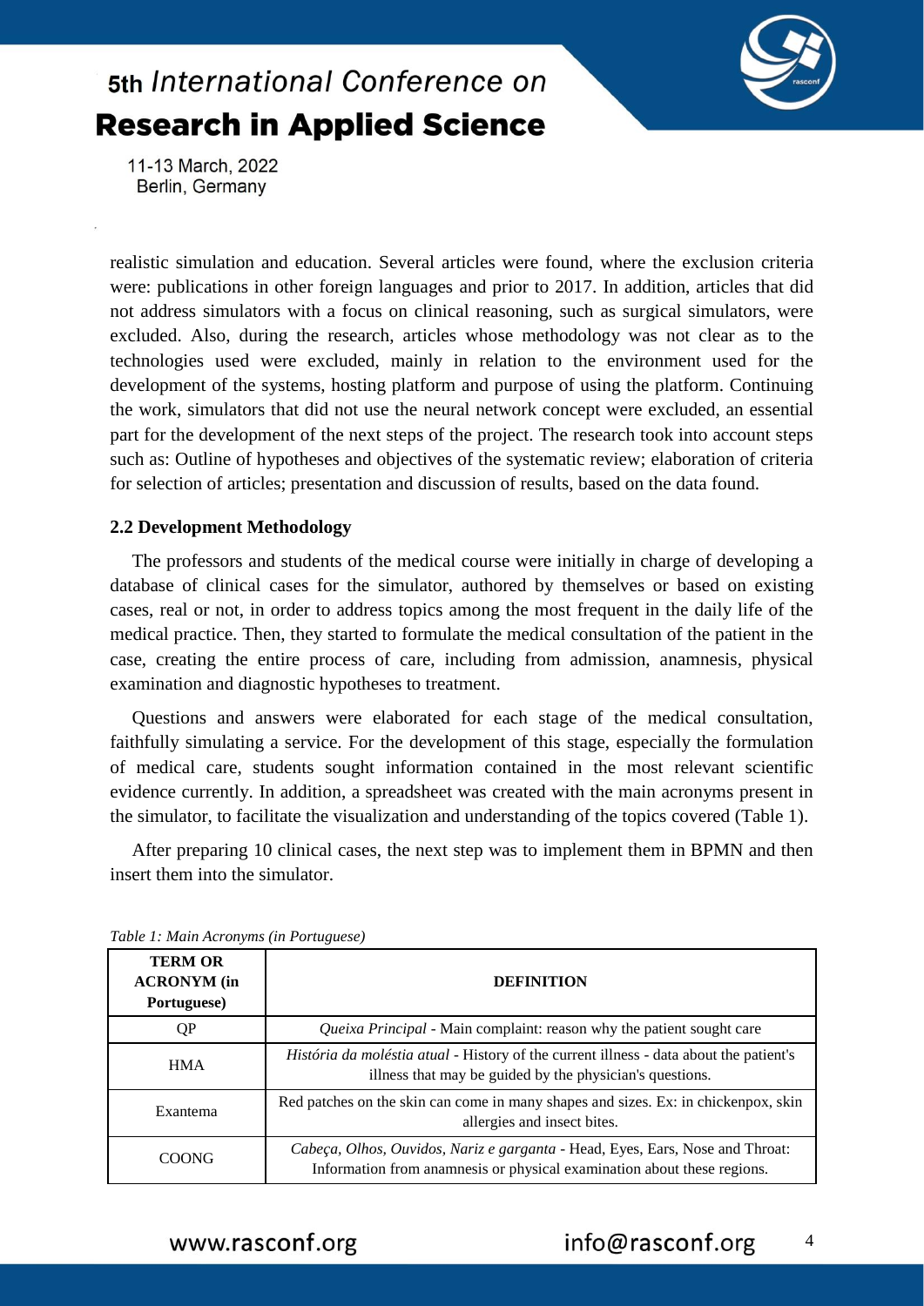realistic simulation and education. Several articles were found, where the exclusion criteria were: publications in other foreign languages and prior to 2017. In addition, articles that did not address simulators with a focus on clinical reasoning, such as surgical simulators, were excluded. Also, during the research, articles whose methodology was not clear as to the technologies used were excluded, mainly in relation to the environment used for the development of the systems, hosting platform and purpose of using the platform. Continuing the work, simulators that did not use the neural network concept were excluded, an essential part for the development of the next steps of the project. The research took into account steps such as: Outline of hypotheses and objectives of the systematic review; elaboration of criteria for selection of articles; presentation and discussion of results, based on the data found.

### 2.2 Development Methodology

The professors and students of the medical course were initially in charge of developing a database of clinical cases for the simulator, authored by themselves or based on existing cases, real or not, in order to address topics among the most frequent in the daily life of the medical practice. Then, they started to formulate the medical consultation of the patient in the case, creating the entire process of care, including from admission, anamnesis, physical examination and diagnostic hypotheses to treatment.

Questions and answers were elaborated for each stage of the medical consultation, faithfully simulating a service. For the development of this stage, especially the formulation of medical care, students sought information contained in the most relevant scientific evidence currently. In addition, a spreadsheet was created with the main acronyms present in the simulator, to facilitate the visualization and understanding of the topics covered (Table 1).

After preparing 10 clinical cases, the next step was to implement them in BPMN and then insert them into the simulator.

*Table 1: Main Acronyms (in Portuguese)*

| **TERM OR ACRONYM (in Portuguese)** | **DEFINITION** |
|---|---|
| QP | *Queixa Principal* - Main complaint: reason why the patient sought care |
| HMA | *História da moléstia atual* - History of the current illness - data about the patient's illness that may be guided by the physician's questions. |
| Exantema | Red patches on the skin can come in many shapes and sizes. Ex: in chickenpox, skin allergies and insect bites. |
| COONG | *Cabeça, Olhos, Ouvidos, Nariz e garganta* - Head, Eyes, Ears, Nose and Throat: Information from anamnesis or physical examination about these regions. |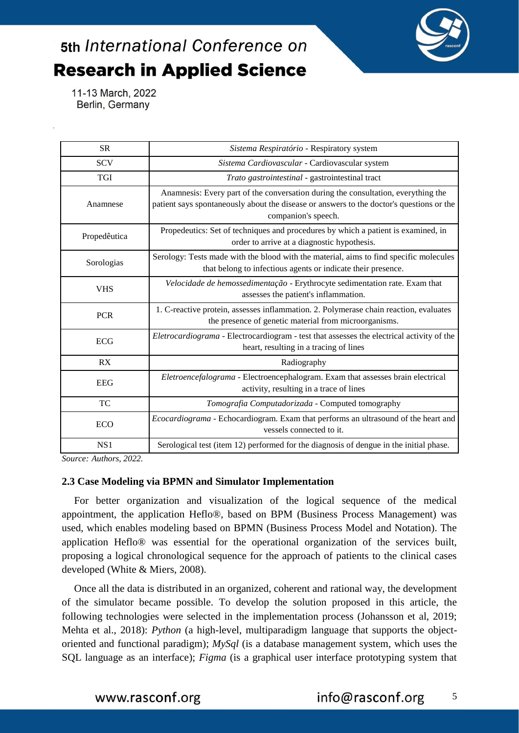| SR | *Sistema Respiratório* - Respiratory system |
|---|---|
| SCV | *Sistema Cardiovascular* - Cardiovascular system |
| TGI | *Trato gastrointestinal* - gastrointestinal tract |
| Anamnese | Anamnesis: Every part of the conversation during the consultation, everything the patient says spontaneously about the disease or answers to the doctor's questions or the companion's speech. |
| Propedêutica | Propedeutics: Set of techniques and procedures by which a patient is examined, in order to arrive at a diagnostic hypothesis. |
| Sorologias | Serology: Tests made with the blood with the material, aims to find specific molecules that belong to infectious agents or indicate their presence. |
| VHS | *Velocidade de hemossedimentação* - Erythrocyte sedimentation rate. Exam that assesses the patient's inflammation. |
| PCR | 1. C-reactive protein, assesses inflammation. 2. Polymerase chain reaction, evaluates the presence of genetic material from microorganisms. |
| ECG | *Eletrocardiograma* - Electrocardiogram - test that assesses the electrical activity of the heart, resulting in a tracing of lines |
| RX | Radiography |
| EEG | *Eletroencefalograma* - Electroencephalogram. Exam that assesses brain electrical activity, resulting in a trace of lines |
| TC | *Tomografia Computadorizada* - Computed tomography |
| ECO | *Ecocardiograma* - Echocardiogram. Exam that performs an ultrasound of the heart and vessels connected to it. |
| NS1 | Serological test (item 12) performed for the diagnosis of dengue in the initial phase. |

*Source: Authors, 2022.*

### 2.3 Case Modeling via BPMN and Simulator Implementation

For better organization and visualization of the logical sequence of the medical appointment, the application Heflo®, based on BPM (Business Process Management) was used, which enables modeling based on BPMN (Business Process Model and Notation). The application Heflo® was essential for the operational organization of the services built, proposing a logical chronological sequence for the approach of patients to the clinical cases developed (White & Miers, 2008).

Once all the data is distributed in an organized, coherent and rational way, the development of the simulator became possible. To develop the solution proposed in this article, the following technologies were selected in the implementation process (Johansson et al, 2019; Mehta et al., 2018): *Python* (a high-level, multiparadigm language that supports the object-oriented and functional paradigm); *MySql* (is a database management system, which uses the SQL language as an interface); *Figma* (is a graphical user interface prototyping system that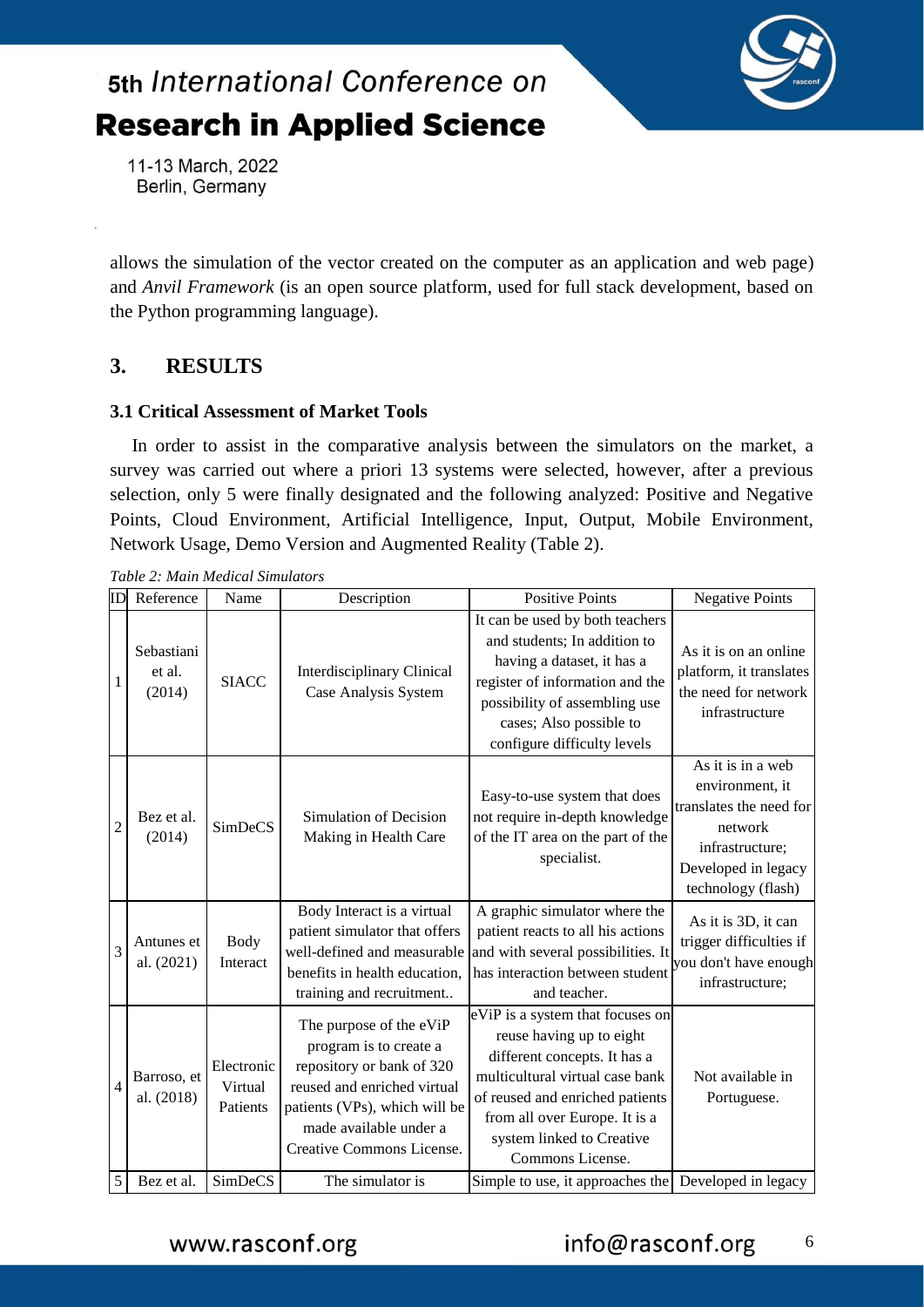allows the simulation of the vector created on the computer as an application and web page) and *Anvil Framework* (is an open source platform, used for full stack development, based on the Python programming language).

## 3. RESULTS

### 3.1 Critical Assessment of Market Tools

In order to assist in the comparative analysis between the simulators on the market, a survey was carried out where a priori 13 systems were selected, however, after a previous selection, only 5 were finally designated and the following analyzed: Positive and Negative Points, Cloud Environment, Artificial Intelligence, Input, Output, Mobile Environment, Network Usage, Demo Version and Augmented Reality (Table 2).

*Table 2: Main Medical Simulators*

| ID | Reference | Name | Description | Positive Points | Negative Points |
|---|---|---|---|---|---|
| 1 | Sebastiani et al. (2014) | SIACC | Interdisciplinary Clinical Case Analysis System | It can be used by both teachers and students; In addition to having a dataset, it has a register of information and the possibility of assembling use cases; Also possible to configure difficulty levels | As it is on an online platform, it translates the need for network infrastructure |
| 2 | Bez et al. (2014) | SimDeCS | Simulation of Decision Making in Health Care | Easy-to-use system that does not require in-depth knowledge of the IT area on the part of the specialist. | As it is in a web environment, it translates the need for network infrastructure; Developed in legacy technology (flash) |
| 3 | Antunes et al. (2021) | Body Interact | Body Interact is a virtual patient simulator that offers well-defined and measurable benefits in health education, training and recruitment.. | A graphic simulator where the patient reacts to all his actions and with several possibilities. It has interaction between student and teacher. | As it is 3D, it can trigger difficulties if you don't have enough infrastructure; |
| 4 | Barroso, et al. (2018) | Electronic Virtual Patients | The purpose of the eViP program is to create a repository or bank of 320 reused and enriched virtual patients (VPs), which will be made available under a Creative Commons License. | eViP is a system that focuses on reuse having up to eight different concepts. It has a multicultural virtual case bank of reused and enriched patients from all over Europe. It is a system linked to Creative Commons License. | Not available in Portuguese. |
| 5 | Bez et al. | SimDeCS | The simulator is | Simple to use, it approaches the | Developed in legacy |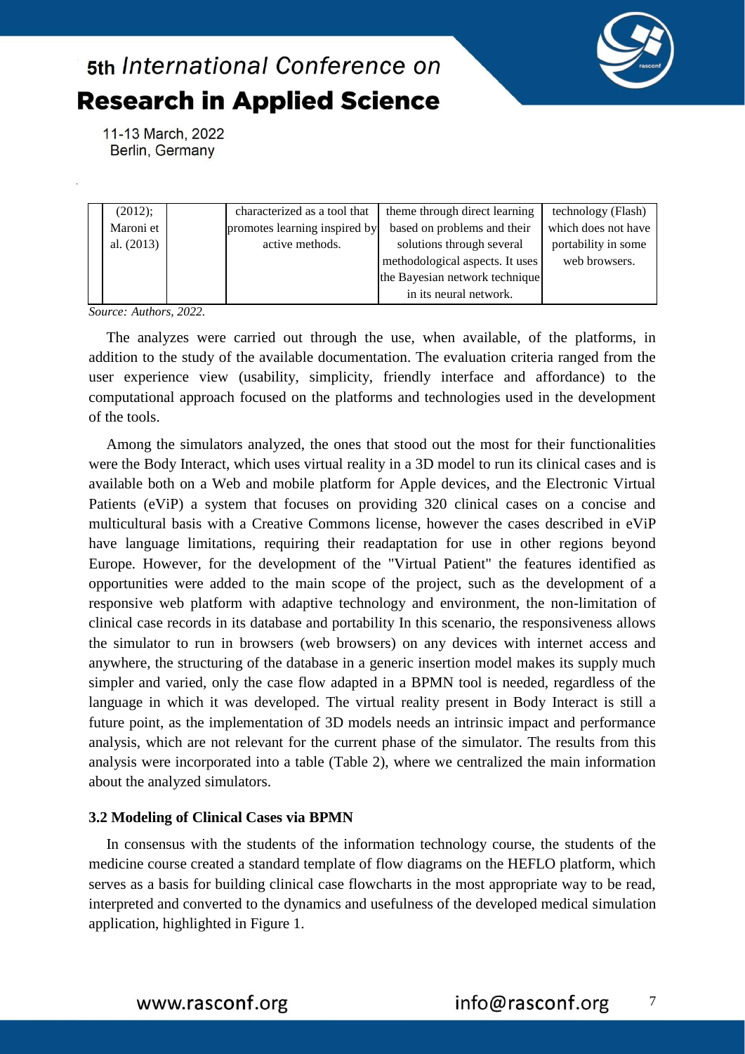| | | | | |
|---|---|---|---|---|
| (2012); Maroni et al. (2013) | | characterized as a tool that promotes learning inspired by active methods. | theme through direct learning based on problems and their solutions through several methodological aspects. It uses the Bayesian network technique in its neural network. | technology (Flash) which does not have portability in some web browsers. |

*Source: Authors, 2022.*

The analyzes were carried out through the use, when available, of the platforms, in addition to the study of the available documentation. The evaluation criteria ranged from the user experience view (usability, simplicity, friendly interface and affordance) to the computational approach focused on the platforms and technologies used in the development of the tools.

Among the simulators analyzed, the ones that stood out the most for their functionalities were the Body Interact, which uses virtual reality in a 3D model to run its clinical cases and is available both on a Web and mobile platform for Apple devices, and the Electronic Virtual Patients (eViP) a system that focuses on providing 320 clinical cases on a concise and multicultural basis with a Creative Commons license, however the cases described in eViP have language limitations, requiring their readaptation for use in other regions beyond Europe. However, for the development of the "Virtual Patient" the features identified as opportunities were added to the main scope of the project, such as the development of a responsive web platform with adaptive technology and environment, the non-limitation of clinical case records in its database and portability In this scenario, the responsiveness allows the simulator to run in browsers (web browsers) on any devices with internet access and anywhere, the structuring of the database in a generic insertion model makes its supply much simpler and varied, only the case flow adapted in a BPMN tool is needed, regardless of the language in which it was developed. The virtual reality present in Body Interact is still a future point, as the implementation of 3D models needs an intrinsic impact and performance analysis, which are not relevant for the current phase of the simulator. The results from this analysis were incorporated into a table (Table 2), where we centralized the main information about the analyzed simulators.

### 3.2 Modeling of Clinical Cases via BPMN

In consensus with the students of the information technology course, the students of the medicine course created a standard template of flow diagrams on the HEFLO platform, which serves as a basis for building clinical case flowcharts in the most appropriate way to be read, interpreted and converted to the dynamics and usefulness of the developed medical simulation application, highlighted in Figure 1.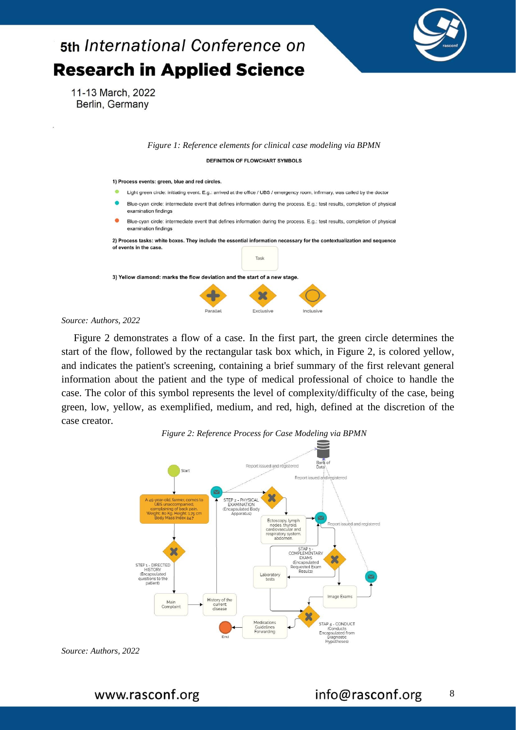*Figure 1: Reference elements for clinical case modeling via BPMN*

**DEFINITION OF FLOWCHART SYMBOLS**

**1) Process events: green, blue and red circles.**

- Light green circle: initiating event. E.g.: arrived at the office / UBS / emergency room, infirmary, was called by the doctor
- Blue-cyan circle: intermediate event that defines information during the process. E.g.: test results, completion of physical examination findings
- Blue-cyan circle: intermediate event that defines information during the process. E.g.: test results, completion of physical examination findings

**2) Process tasks: white boxes. They include the essential information necessary for the contextualization and sequence of events in the case.**

Task

**3) Yellow diamond: marks the flow deviation and the start of a new stage.**

Parallel Exclusive Inclusive

*Source: Authors, 2022*

Figure 2 demonstrates a flow of a case. In the first part, the green circle determines the start of the flow, followed by the rectangular task box which, in Figure 2, is colored yellow, and indicates the patient's screening, containing a brief summary of the first relevant general information about the patient and the type of medical professional of choice to handle the case. The color of this symbol represents the level of complexity/difficulty of the case, being green, low, yellow, as exemplified, medium, and red, high, defined at the discretion of the case creator.

*Figure 2: Reference Process for Case Modeling via BPMN*

*Source: Authors, 2022*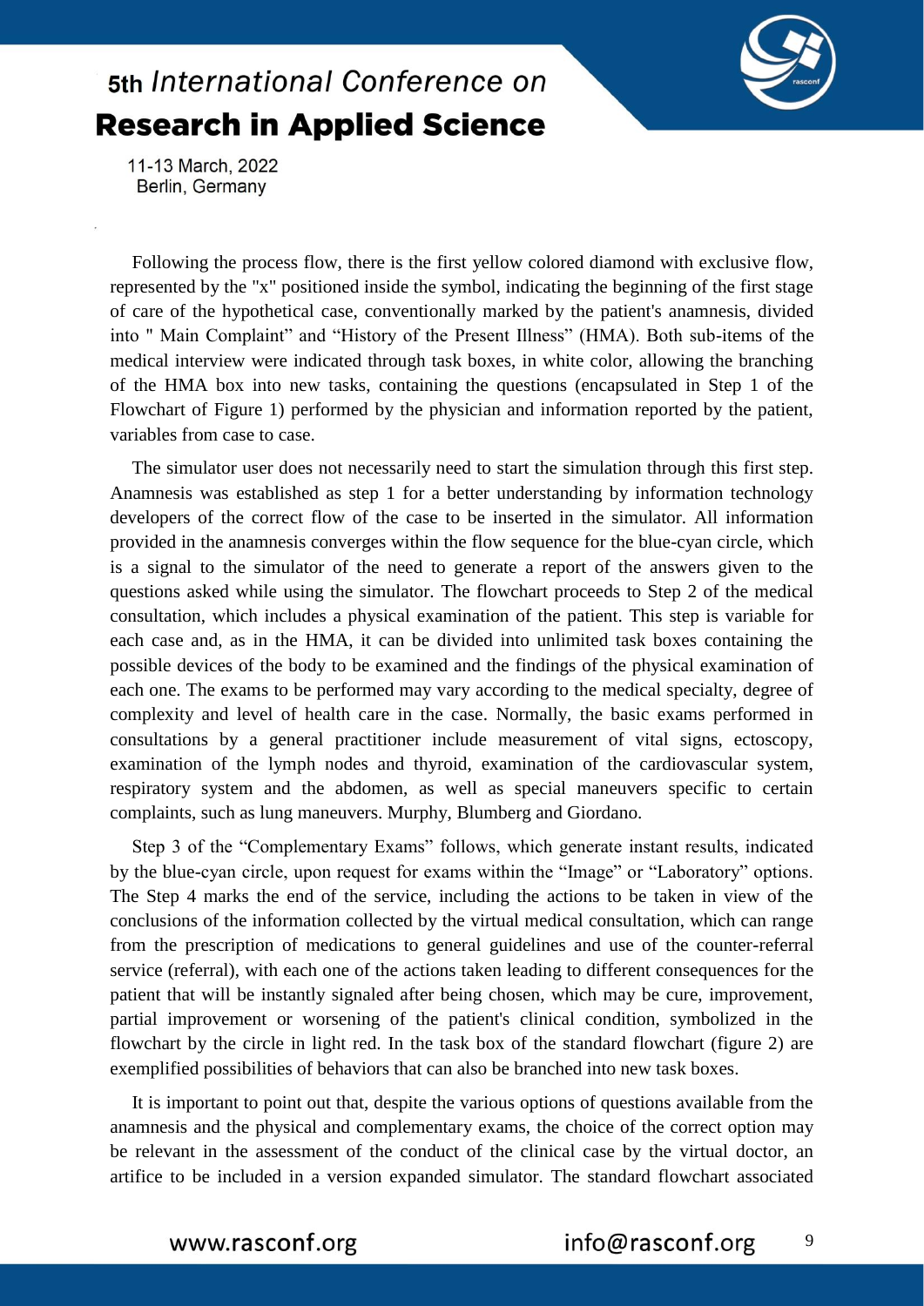Following the process flow, there is the first yellow colored diamond with exclusive flow, represented by the "x" positioned inside the symbol, indicating the beginning of the first stage of care of the hypothetical case, conventionally marked by the patient's anamnesis, divided into " Main Complaint" and "History of the Present Illness" (HMA). Both sub-items of the medical interview were indicated through task boxes, in white color, allowing the branching of the HMA box into new tasks, containing the questions (encapsulated in Step 1 of the Flowchart of Figure 1) performed by the physician and information reported by the patient, variables from case to case.

The simulator user does not necessarily need to start the simulation through this first step. Anamnesis was established as step 1 for a better understanding by information technology developers of the correct flow of the case to be inserted in the simulator. All information provided in the anamnesis converges within the flow sequence for the blue-cyan circle, which is a signal to the simulator of the need to generate a report of the answers given to the questions asked while using the simulator. The flowchart proceeds to Step 2 of the medical consultation, which includes a physical examination of the patient. This step is variable for each case and, as in the HMA, it can be divided into unlimited task boxes containing the possible devices of the body to be examined and the findings of the physical examination of each one. The exams to be performed may vary according to the medical specialty, degree of complexity and level of health care in the case. Normally, the basic exams performed in consultations by a general practitioner include measurement of vital signs, ectoscopy, examination of the lymph nodes and thyroid, examination of the cardiovascular system, respiratory system and the abdomen, as well as special maneuvers specific to certain complaints, such as lung maneuvers. Murphy, Blumberg and Giordano.

Step 3 of the "Complementary Exams" follows, which generate instant results, indicated by the blue-cyan circle, upon request for exams within the "Image" or "Laboratory" options. The Step 4 marks the end of the service, including the actions to be taken in view of the conclusions of the information collected by the virtual medical consultation, which can range from the prescription of medications to general guidelines and use of the counter-referral service (referral), with each one of the actions taken leading to different consequences for the patient that will be instantly signaled after being chosen, which may be cure, improvement, partial improvement or worsening of the patient's clinical condition, symbolized in the flowchart by the circle in light red. In the task box of the standard flowchart (figure 2) are exemplified possibilities of behaviors that can also be branched into new task boxes.

It is important to point out that, despite the various options of questions available from the anamnesis and the physical and complementary exams, the choice of the correct option may be relevant in the assessment of the conduct of the clinical case by the virtual doctor, an artifice to be included in a version expanded simulator. The standard flowchart associated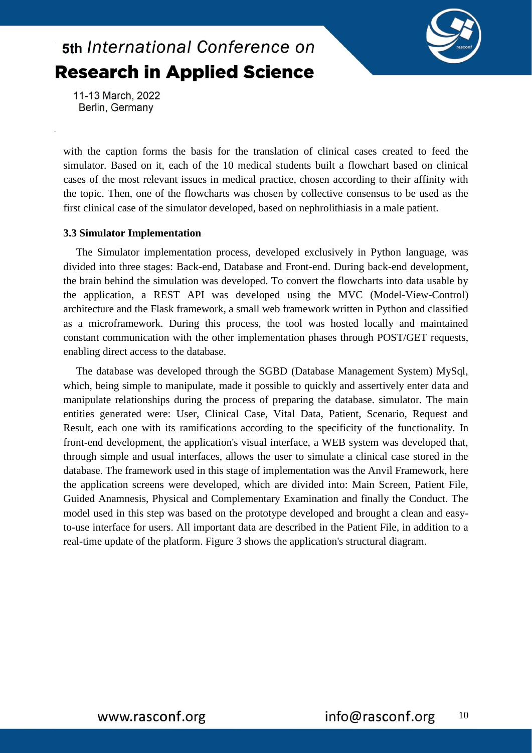with the caption forms the basis for the translation of clinical cases created to feed the simulator. Based on it, each of the 10 medical students built a flowchart based on clinical cases of the most relevant issues in medical practice, chosen according to their affinity with the topic. Then, one of the flowcharts was chosen by collective consensus to be used as the first clinical case of the simulator developed, based on nephrolithiasis in a male patient.

### 3.3 Simulator Implementation

The Simulator implementation process, developed exclusively in Python language, was divided into three stages: Back-end, Database and Front-end. During back-end development, the brain behind the simulation was developed. To convert the flowcharts into data usable by the application, a REST API was developed using the MVC (Model-View-Control) architecture and the Flask framework, a small web framework written in Python and classified as a microframework. During this process, the tool was hosted locally and maintained constant communication with the other implementation phases through POST/GET requests, enabling direct access to the database.

The database was developed through the SGBD (Database Management System) MySql, which, being simple to manipulate, made it possible to quickly and assertively enter data and manipulate relationships during the process of preparing the database. simulator. The main entities generated were: User, Clinical Case, Vital Data, Patient, Scenario, Request and Result, each one with its ramifications according to the specificity of the functionality. In front-end development, the application's visual interface, a WEB system was developed that, through simple and usual interfaces, allows the user to simulate a clinical case stored in the database. The framework used in this stage of implementation was the Anvil Framework, here the application screens were developed, which are divided into: Main Screen, Patient File, Guided Anamnesis, Physical and Complementary Examination and finally the Conduct. The model used in this step was based on the prototype developed and brought a clean and easy-to-use interface for users. All important data are described in the Patient File, in addition to a real-time update of the platform. Figure 3 shows the application's structural diagram.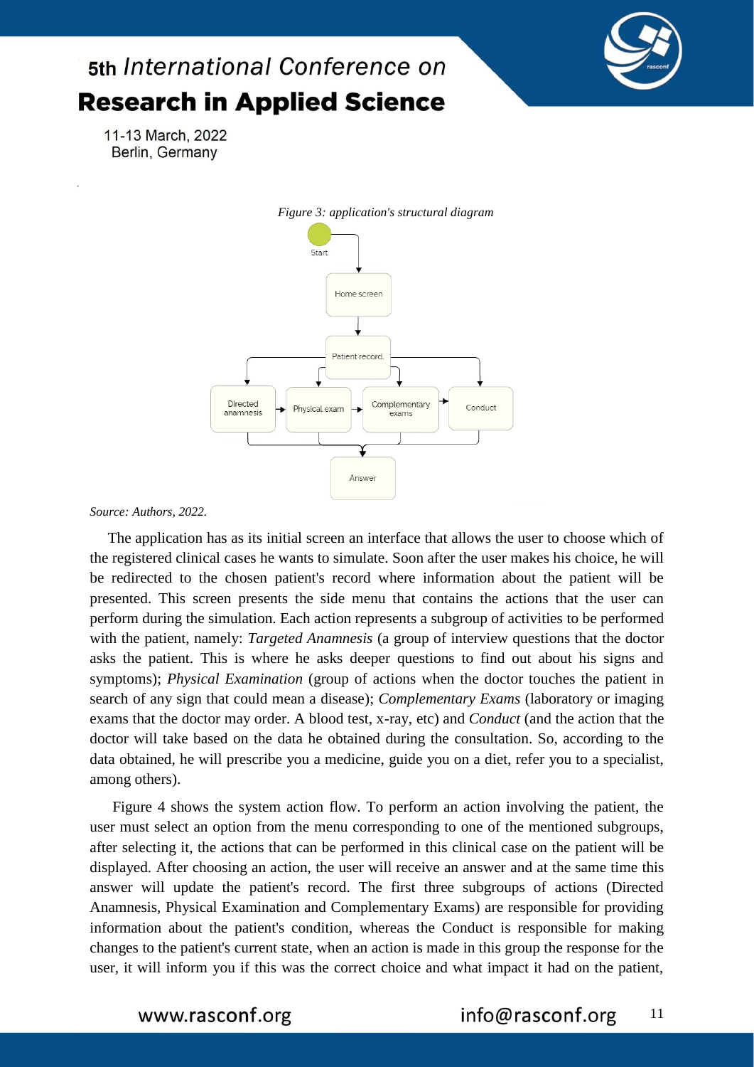*Figure 3: application's structural diagram*

*Source: Authors, 2022.*

The application has as its initial screen an interface that allows the user to choose which of the registered clinical cases he wants to simulate. Soon after the user makes his choice, he will be redirected to the chosen patient's record where information about the patient will be presented. This screen presents the side menu that contains the actions that the user can perform during the simulation. Each action represents a subgroup of activities to be performed with the patient, namely: *Targeted Anamnesis* (a group of interview questions that the doctor asks the patient. This is where he asks deeper questions to find out about his signs and symptoms); *Physical Examination* (group of actions when the doctor touches the patient in search of any sign that could mean a disease); *Complementary Exams* (laboratory or imaging exams that the doctor may order. A blood test, x-ray, etc) and *Conduct* (and the action that the doctor will take based on the data he obtained during the consultation. So, according to the data obtained, he will prescribe you a medicine, guide you on a diet, refer you to a specialist, among others).

Figure 4 shows the system action flow. To perform an action involving the patient, the user must select an option from the menu corresponding to one of the mentioned subgroups, after selecting it, the actions that can be performed in this clinical case on the patient will be displayed. After choosing an action, the user will receive an answer and at the same time this answer will update the patient's record. The first three subgroups of actions (Directed Anamnesis, Physical Examination and Complementary Exams) are responsible for providing information about the patient's condition, whereas the Conduct is responsible for making changes to the patient's current state, when an action is made in this group the response for the user, it will inform you if this was the correct choice and what impact it had on the patient,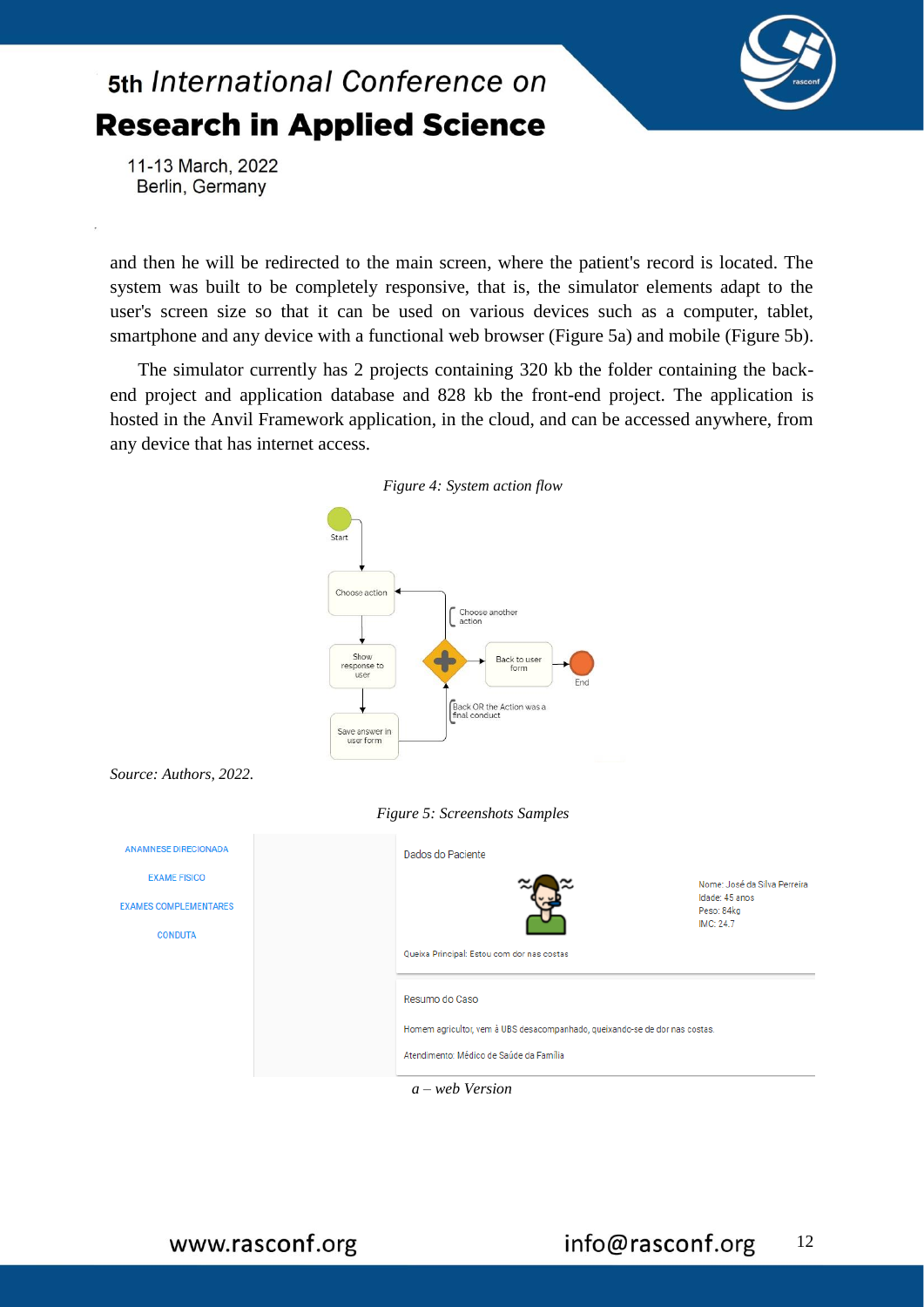and then he will be redirected to the main screen, where the patient's record is located. The system was built to be completely responsive, that is, the simulator elements adapt to the user's screen size so that it can be used on various devices such as a computer, tablet, smartphone and any device with a functional web browser (Figure 5a) and mobile (Figure 5b).

The simulator currently has 2 projects containing 320 kb the folder containing the back-end project and application database and 828 kb the front-end project. The application is hosted in the Anvil Framework application, in the cloud, and can be accessed anywhere, from any device that has internet access.

*Figure 4: System action flow*

Start

Choose action

Choose another action

Show response to user

Back to user form

End

Back OR the Action was a final conduct

Save answer in user form

*Source: Authors, 2022.*

*Figure 5: Screenshots Samples*

ANAMNESE DIRECIONADA

EXAME FISICO

EXAMES COMPLEMENTARES

CONDUTA

Dados do Paciente

Nome: José da Silva Pereira
Idade: 45 anos
Peso: 84kg
IMC: 24.7

Queixa Principal: Estou com dor nas costas

Resumo do Caso

Homem agricultor, vem à UBS desacompanhado, queixando-se de dor nas costas.

Atendimento: Médico de Saúde da Família

*a – web Version*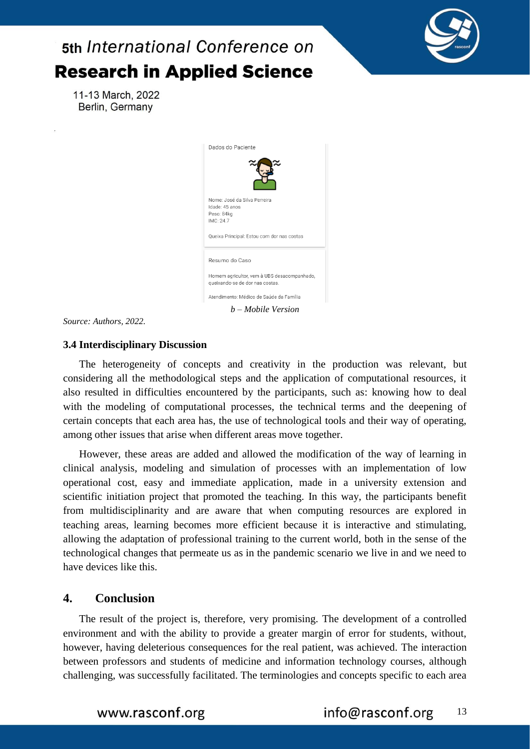Dados do Paciente

Nome: José da Silva Ferreira
Idade: 45 anos
Peso: 84kg
IMC: 24.7

Queixa Principal: Estou com dor nas costas

Resumo do Caso

Homem agricultor, vem à UBS desacompanhado, queixando-se de dor nas costas.

Atendimento: Médico de Saúde da Família

*b – Mobile Version*

*Source: Authors, 2022.*

### 3.4 Interdisciplinary Discussion

The heterogeneity of concepts and creativity in the production was relevant, but considering all the methodological steps and the application of computational resources, it also resulted in difficulties encountered by the participants, such as: knowing how to deal with the modeling of computational processes, the technical terms and the deepening of certain concepts that each area has, the use of technological tools and their way of operating, among other issues that arise when different areas move together.

However, these areas are added and allowed the modification of the way of learning in clinical analysis, modeling and simulation of processes with an implementation of low operational cost, easy and immediate application, made in a university extension and scientific initiation project that promoted the teaching. In this way, the participants benefit from multidisciplinarity and are aware that when computing resources are explored in teaching areas, learning becomes more efficient because it is interactive and stimulating, allowing the adaptation of professional training to the current world, both in the sense of the technological changes that permeate us as in the pandemic scenario we live in and we need to have devices like this.

## 4. Conclusion

The result of the project is, therefore, very promising. The development of a controlled environment and with the ability to provide a greater margin of error for students, without, however, having deleterious consequences for the real patient, was achieved. The interaction between professors and students of medicine and information technology courses, although challenging, was successfully facilitated. The terminologies and concepts specific to each area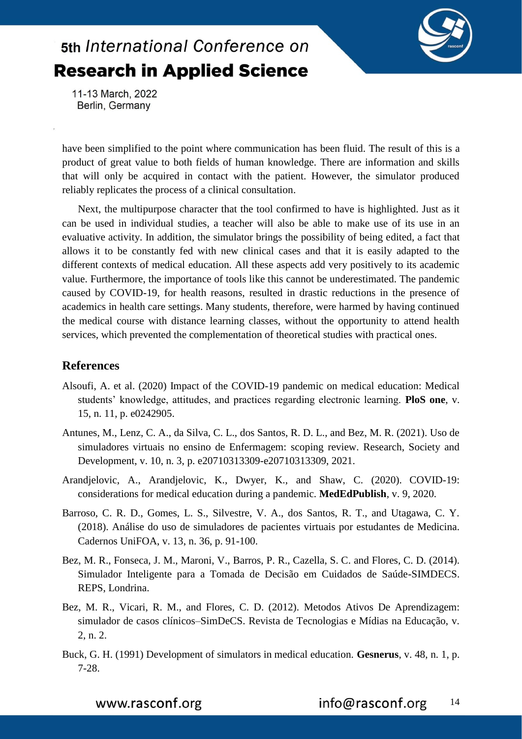have been simplified to the point where communication has been fluid. The result of this is a product of great value to both fields of human knowledge. There are information and skills that will only be acquired in contact with the patient. However, the simulator produced reliably replicates the process of a clinical consultation.

Next, the multipurpose character that the tool confirmed to have is highlighted. Just as it can be used in individual studies, a teacher will also be able to make use of its use in an evaluative activity. In addition, the simulator brings the possibility of being edited, a fact that allows it to be constantly fed with new clinical cases and that it is easily adapted to the different contexts of medical education. All these aspects add very positively to its academic value. Furthermore, the importance of tools like this cannot be underestimated. The pandemic caused by COVID-19, for health reasons, resulted in drastic reductions in the presence of academics in health care settings. Many students, therefore, were harmed by having continued the medical course with distance learning classes, without the opportunity to attend health services, which prevented the complementation of theoretical studies with practical ones.

## References

Alsoufi, A. et al. (2020) Impact of the COVID-19 pandemic on medical education: Medical students' knowledge, attitudes, and practices regarding electronic learning. **PloS one**, v. 15, n. 11, p. e0242905.

Antunes, M., Lenz, C. A., da Silva, C. L., dos Santos, R. D. L., and Bez, M. R. (2021). Uso de simuladores virtuais no ensino de Enfermagem: scoping review. Research, Society and Development, v. 10, n. 3, p. e20710313309-e20710313309, 2021.

Arandjelovic, A., Arandjelovic, K., Dwyer, K., and Shaw, C. (2020). COVID-19: considerations for medical education during a pandemic. **MedEdPublish**, v. 9, 2020.

Barroso, C. R. D., Gomes, L. S., Silvestre, V. A., dos Santos, R. T., and Utagawa, C. Y. (2018). Análise do uso de simuladores de pacientes virtuais por estudantes de Medicina. Cadernos UniFOA, v. 13, n. 36, p. 91-100.

Bez, M. R., Fonseca, J. M., Maroni, V., Barros, P. R., Cazella, S. C. and Flores, C. D. (2014). Simulador Inteligente para a Tomada de Decisão em Cuidados de Saúde-SIMDECS. REPS, Londrina.

Bez, M. R., Vicari, R. M., and Flores, C. D. (2012). Metodos Ativos De Aprendizagem: simulador de casos clínicos–SimDeCS. Revista de Tecnologias e Mídias na Educação, v. 2, n. 2.

Buck, G. H. (1991) Development of simulators in medical education. **Gesnerus**, v. 48, n. 1, p. 7-28.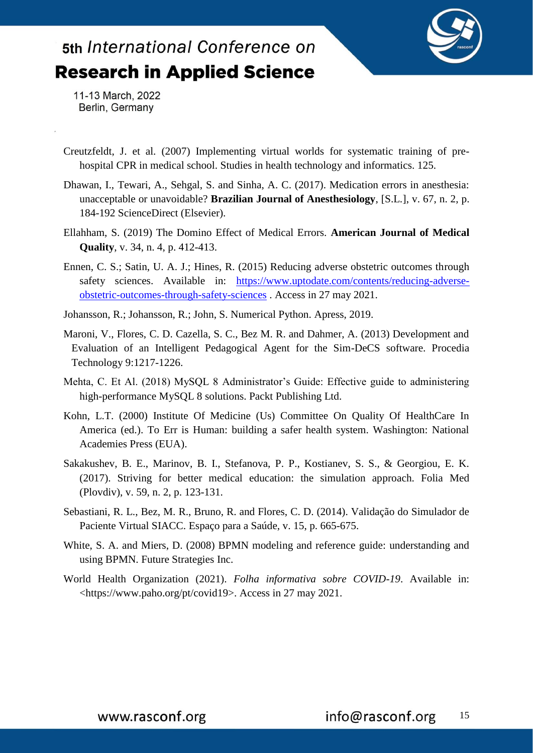Creutzfeldt, J. et al. (2007) Implementing virtual worlds for systematic training of pre-hospital CPR in medical school. Studies in health technology and informatics. 125.

Dhawan, I., Tewari, A., Sehgal, S. and Sinha, A. C. (2017). Medication errors in anesthesia: unacceptable or unavoidable? **Brazilian Journal of Anesthesiology**, [S.L.], v. 67, n. 2, p. 184-192 ScienceDirect (Elsevier).

Ellahham, S. (2019) The Domino Effect of Medical Errors. **American Journal of Medical Quality**, v. 34, n. 4, p. 412-413.

Ennen, C. S.; Satin, U. A. J.; Hines, R. (2015) Reducing adverse obstetric outcomes through safety sciences. Available in: [https://www.uptodate.com/contents/reducing-adverse-obstetric-outcomes-through-safety-sciences](https://www.uptodate.com/contents/reducing-adverse-obstetric-outcomes-through-safety-sciences) . Access in 27 may 2021.

Johansson, R.; Johansson, R.; John, S. Numerical Python. Apress, 2019.

Maroni, V., Flores, C. D. Cazella, S. C., Bez M. R. and Dahmer, A. (2013) Development and Evaluation of an Intelligent Pedagogical Agent for the Sim-DeCS software. Procedia Technology 9:1217-1226.

Mehta, C. Et Al. (2018) MySQL 8 Administrator's Guide: Effective guide to administering high-performance MySQL 8 solutions. Packt Publishing Ltd.

Kohn, L.T. (2000) Institute Of Medicine (Us) Committee On Quality Of HealthCare In America (ed.). To Err is Human: building a safer health system. Washington: National Academies Press (EUA).

Sakakushev, B. E., Marinov, B. I., Stefanova, P. P., Kostianev, S. S., & Georgiou, E. K. (2017). Striving for better medical education: the simulation approach. Folia Med (Plovdiv), v. 59, n. 2, p. 123-131.

Sebastiani, R. L., Bez, M. R., Bruno, R. and Flores, C. D. (2014). Validação do Simulador de Paciente Virtual SIACC. Espaço para a Saúde, v. 15, p. 665-675.

White, S. A. and Miers, D. (2008) BPMN modeling and reference guide: understanding and using BPMN. Future Strategies Inc.

World Health Organization (2021). *Folha informativa sobre COVID-19*. Available in: <https://www.paho.org/pt/covid19>. Access in 27 may 2021.